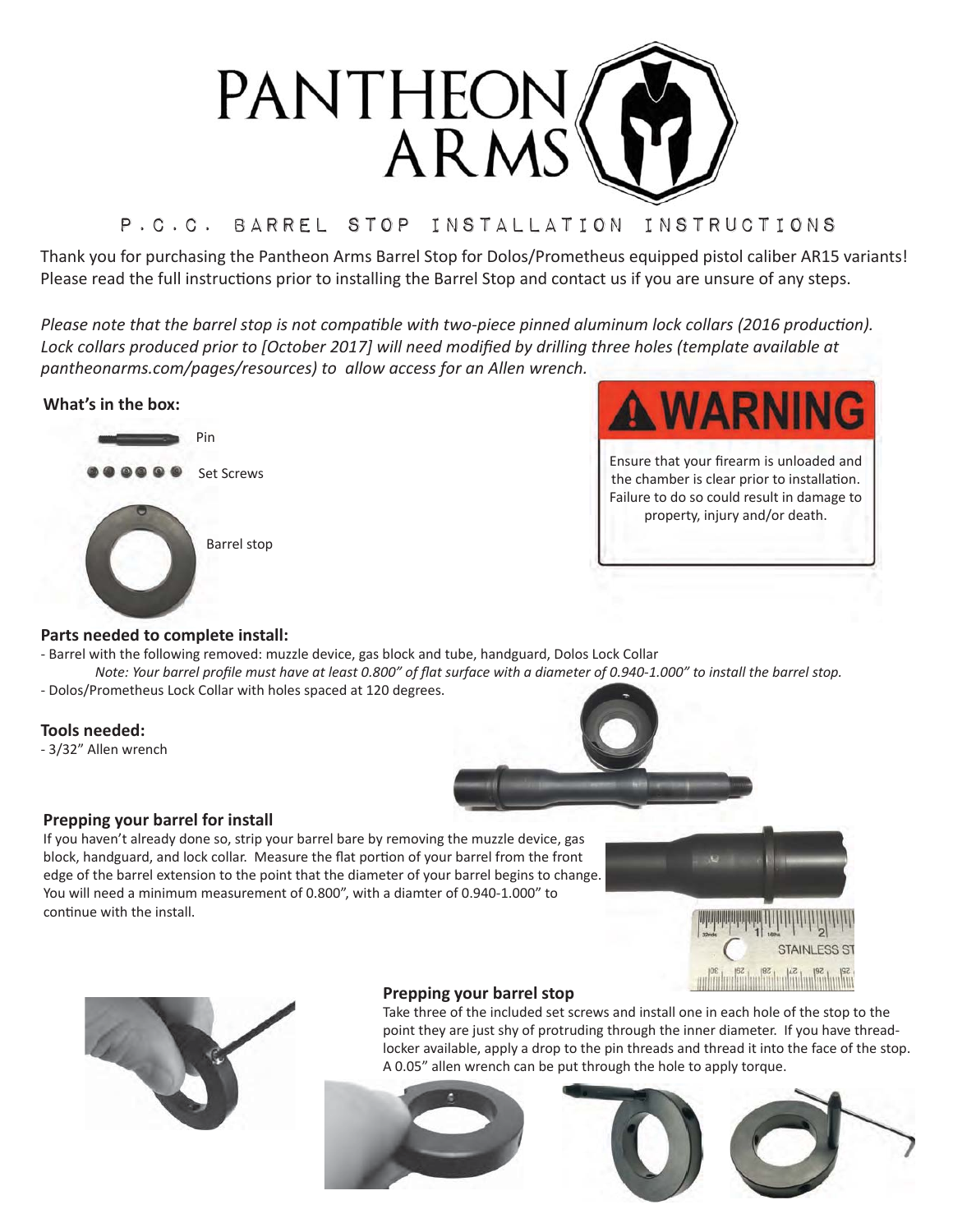# PANTHEON ARMS

## P.C.C. BARREL STOP INSTALLATION INSTRUCTIONS

Thank you for purchasing the Pantheon Arms Barrel Stop for Dolos/Prometheus equipped pistol caliber AR15 variants! Please read the full instructions prior to installing the Barrel Stop and contact us if you are unsure of any steps.

*Please note that the barrel stop is not compatible with two-piece pinned aluminum lock collars (2016 production). Lock collars produced prior to [October 2017] will need modified by drilling three holes (template available at pantheonarms.com/pages/resources) to allow access for an Allen wrench.*

### What's in the box:

- Pin
- Set Screws
- Barrel stop

**⚠WARNING**

Ensure that your firearm is unloaded and the chamber is clear prior to installation. Failure to do so could result in damage to property, injury and/or death.

### Parts needed to complete install:

- Barrel with the following removed: muzzle device, gas block and tube, handguard, Dolos Lock Collar

  *Note: Your barrel profile must have at least 0.800" of flat surface with a diameter of 0.940-1.000" to install the barrel stop.*
- Dolos/Prometheus Lock Collar with holes spaced at 120 degrees.

### Tools needed:

- 3/32" Allen wrench

### Prepping your barrel for install

If you haven't already done so, strip your barrel bare by removing the muzzle device, gas block, handguard, and lock collar. Measure the flat portion of your barrel from the front edge of the barrel extension to the point that the diameter of your barrel begins to change. You will need a minimum measurement of 0.800", with a diamter of 0.940-1.000" to continue with the install.

### Prepping your barrel stop

Take three of the included set screws and install one in each hole of the stop to the point they are just shy of protruding through the inner diameter. If you have thread-locker available, apply a drop to the pin threads and thread it into the face of the stop. A 0.05" allen wrench can be put through the hole to apply torque.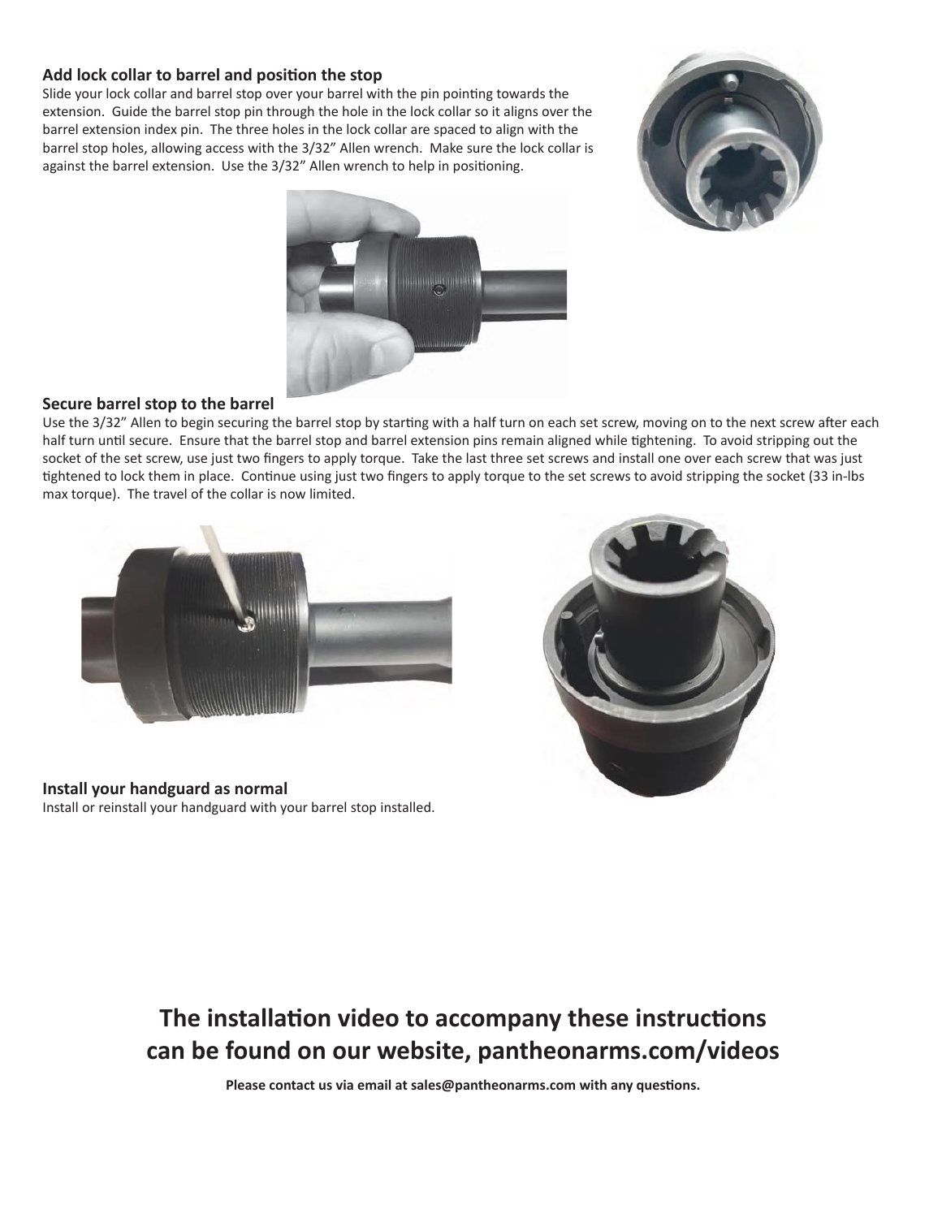### Add lock collar to barrel and position the stop

Slide your lock collar and barrel stop over your barrel with the pin pointing towards the extension. Guide the barrel stop pin through the hole in the lock collar so it aligns over the barrel extension index pin. The three holes in the lock collar are spaced to align with the barrel stop holes, allowing access with the 3/32" Allen wrench. Make sure the lock collar is against the barrel extension. Use the 3/32" Allen wrench to help in positioning.

### Secure barrel stop to the barrel

Use the 3/32" Allen to begin securing the barrel stop by starting with a half turn on each set screw, moving on to the next screw after each half turn until secure. Ensure that the barrel stop and barrel extension pins remain aligned while tightening. To avoid stripping out the socket of the set screw, use just two fingers to apply torque. Take the last three set screws and install one over each screw that was just tightened to lock them in place. Continue using just two fingers to apply torque to the set screws to avoid stripping the socket (33 in-lbs max torque). The travel of the collar is now limited.

### Install your handguard as normal

Install or reinstall your handguard with your barrel stop installed.

## The installation video to accompany these instructions can be found on our website, pantheonarms.com/videos

**Please contact us via email at sales@pantheonarms.com with any questions.**